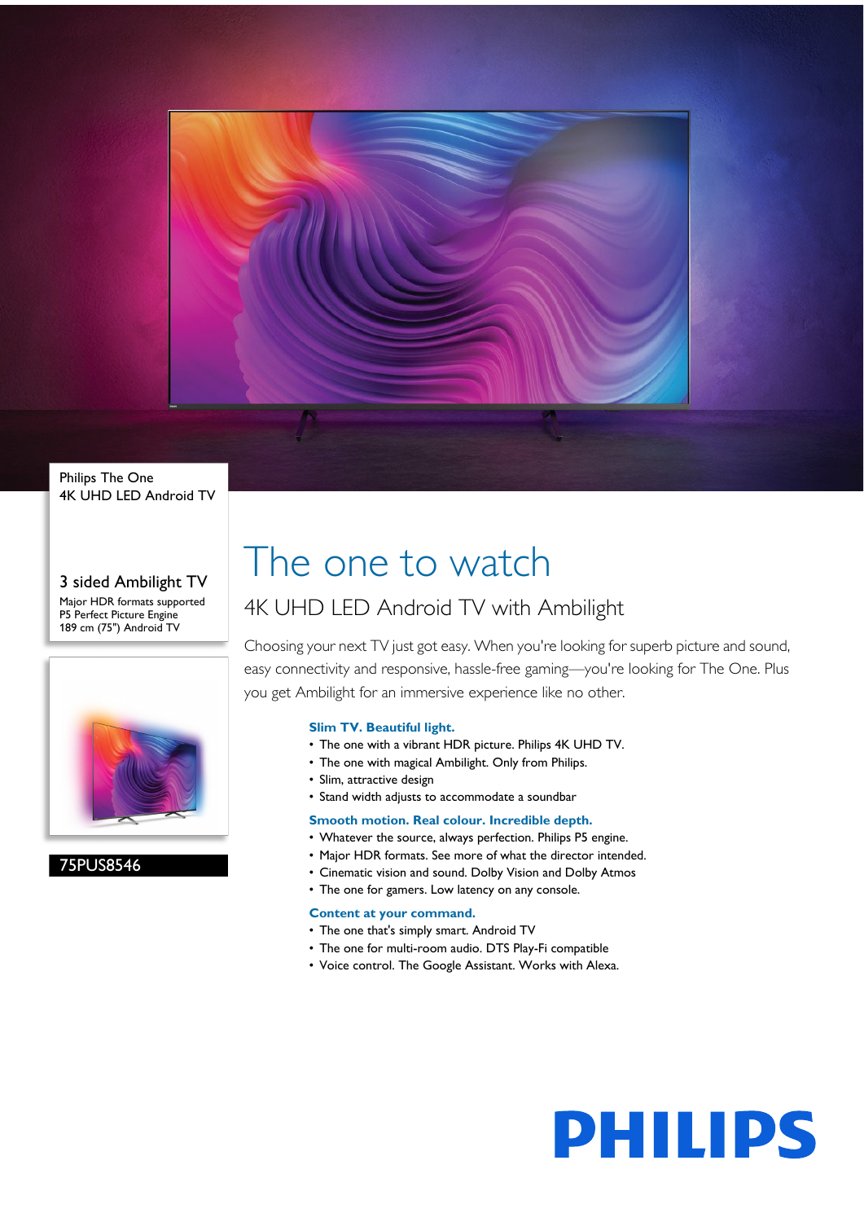Philips The One
4K UHD LED Android TV

3 sided Ambilight TV

Major HDR formats supported
P5 Perfect Picture Engine
189 cm (75") Android TV

75PUS8546

# The one to watch

## 4K UHD LED Android TV with Ambilight

Choosing your next TV just got easy. When you're looking for superb picture and sound, easy connectivity and responsive, hassle-free gaming—you're looking for The One. Plus you get Ambilight for an immersive experience like no other.

### Slim TV. Beautiful light.

- The one with a vibrant HDR picture. Philips 4K UHD TV.
- The one with magical Ambilight. Only from Philips.
- Slim, attractive design
- Stand width adjusts to accommodate a soundbar

### Smooth motion. Real colour. Incredible depth.

- Whatever the source, always perfection. Philips P5 engine.
- Major HDR formats. See more of what the director intended.
- Cinematic vision and sound. Dolby Vision and Dolby Atmos
- The one for gamers. Low latency on any console.

### Content at your command.

- The one that's simply smart. Android TV
- The one for multi-room audio. DTS Play-Fi compatible
- Voice control. The Google Assistant. Works with Alexa.

PHILIPS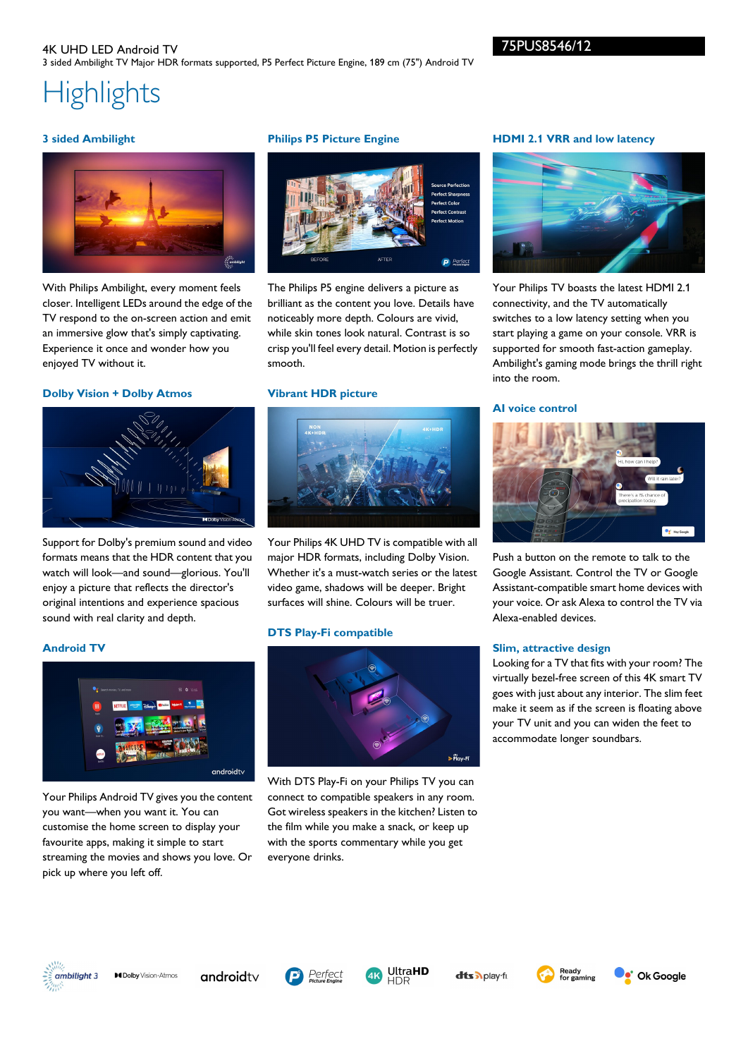4K UHD LED Android TV

3 sided Ambilight TV Major HDR formats supported, P5 Perfect Picture Engine, 189 cm (75") Android TV

75PUS8546/12

# Highlights

### 3 sided Ambilight

With Philips Ambilight, every moment feels closer. Intelligent LEDs around the edge of the TV respond to the on-screen action and emit an immersive glow that's simply captivating. Experience it once and wonder how you enjoyed TV without it.

### Dolby Vision + Dolby Atmos

Support for Dolby's premium sound and video formats means that the HDR content that you watch will look—and sound—glorious. You'll enjoy a picture that reflects the director's original intentions and experience spacious sound with real clarity and depth.

### Android TV

Your Philips Android TV gives you the content you want—when you want it. You can customise the home screen to display your favourite apps, making it simple to start streaming the movies and shows you love. Or pick up where you left off.

### Philips P5 Picture Engine

The Philips P5 engine delivers a picture as brilliant as the content you love. Details have noticeably more depth. Colours are vivid, while skin tones look natural. Contrast is so crisp you'll feel every detail. Motion is perfectly smooth.

### Vibrant HDR picture

Your Philips 4K UHD TV is compatible with all major HDR formats, including Dolby Vision. Whether it's a must-watch series or the latest video game, shadows will be deeper. Bright surfaces will shine. Colours will be truer.

### DTS Play-Fi compatible

With DTS Play-Fi on your Philips TV you can connect to compatible speakers in any room. Got wireless speakers in the kitchen? Listen to the film while you make a snack, or keep up with the sports commentary while you get everyone drinks.

### HDMI 2.1 VRR and low latency

Your Philips TV boasts the latest HDMI 2.1 connectivity, and the TV automatically switches to a low latency setting when you start playing a game on your console. VRR is supported for smooth fast-action gameplay. Ambilight's gaming mode brings the thrill right into the room.

### AI voice control

Push a button on the remote to talk to the Google Assistant. Control the TV or Google Assistant-compatible smart home devices with your voice. Or ask Alexa to control the TV via Alexa-enabled devices.

### Slim, attractive design

Looking for a TV that fits with your room? The virtually bezel-free screen of this 4K smart TV goes with just about any interior. The slim feet make it seem as if the screen is floating above your TV unit and you can widen the feet to accommodate longer soundbars.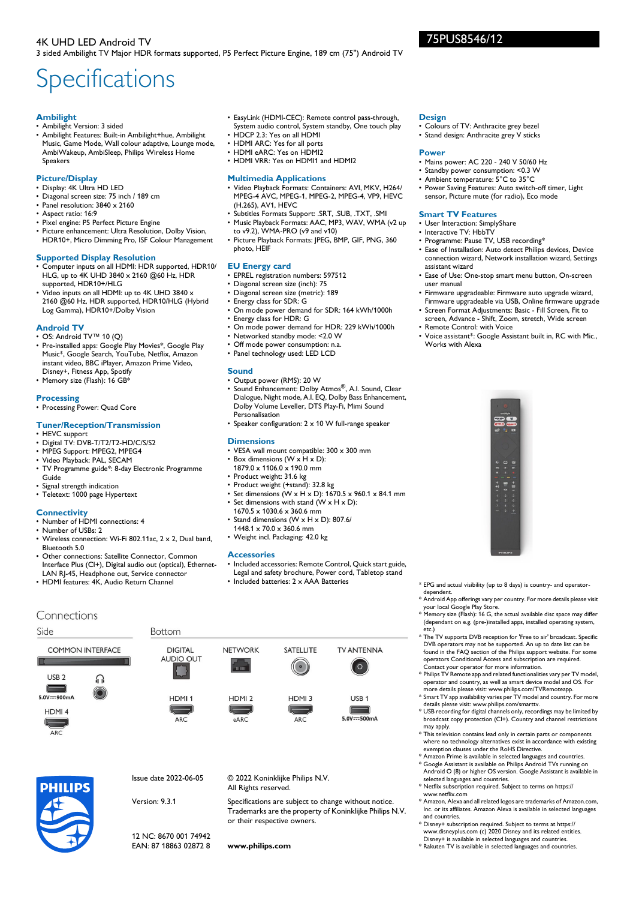75PUS8546/12

## 4K UHD LED Android TV

3 sided Ambilight TV Major HDR formats supported, P5 Perfect Picture Engine, 189 cm (75") Android TV

# Specifications

### Ambilight
- Ambilight Version: 3 sided
- Ambilight Features: Built-in Ambilight+hue, Ambilight Music, Game Mode, Wall colour adaptive, Lounge mode, AmbiWakeup, AmbiSleep, Philips Wireless Home Speakers

### Picture/Display
- Display: 4K Ultra HD LED
- Diagonal screen size: 75 inch / 189 cm
- Panel resolution: 3840 x 2160
- Aspect ratio: 16:9
- Pixel engine: P5 Perfect Picture Engine
- Picture enhancement: Ultra Resolution, Dolby Vision, HDR10+, Micro Dimming Pro, ISF Colour Management

### Supported Display Resolution
- Computer inputs on all HDMI: HDR supported, HDR10/HLG, up to 4K UHD 3840 x 2160 @60 Hz, HDR supported, HDR10+/HLG
- Video inputs on all HDMI: up to 4K UHD 3840 x 2160 @60 Hz, HDR supported, HDR10/HLG (Hybrid Log Gamma), HDR10+/Dolby Vision

### Android TV
- OS: Android TV™ 10 (Q)
- Pre-installed apps: Google Play Movies*, Google Play Music*, Google Search, YouTube, Netflix, Amazon instant video, BBC iPlayer, Amazon Prime Video, Disney+, Fitness App, Spotify
- Memory size (Flash): 16 GB*

### Processing
- Processing Power: Quad Core

### Tuner/Reception/Transmission
- HEVC support
- Digital TV: DVB-T/T2/T2-HD/C/S/S2
- MPEG Support: MPEG2, MPEG4
- Video Playback: PAL, SECAM
- TV Programme guide*: 8-day Electronic Programme Guide
- Signal strength indication
- Teletext: 1000 page Hypertext

### Connectivity
- Number of HDMI connections: 4
- Number of USBs: 2
- Wireless connection: Wi-Fi 802.11ac, 2 x 2, Dual band, Bluetooth 5.0
- Other connections: Satellite Connector, Common Interface Plus (CI+), Digital audio out (optical), Ethernet-LAN RJ-45, Headphone out, Service connector
- HDMI features: 4K, Audio Return Channel
- EasyLink (HDMI-CEC): Remote control pass-through, System audio control, System standby, One touch play
- HDCP 2.3: Yes on all HDMI
- HDMI ARC: Yes for all ports
- HDMI eARC: Yes on HDMI2
- HDMI VRR: Yes on HDMI1 and HDMI2

### Multimedia Applications
- Video Playback Formats: Containers: AVI, MKV, H264/MPEG-4 AVC, MPEG-1, MPEG-2, MPEG-4, VP9, HEVC (H.265), AV1, HEVC
- Subtitles Formats Support: .SRT, .SUB, .TXT, .SMI
- Music Playback Formats: AAC, MP3, WAV, WMA (v2 up to v9.2), WMA-PRO (v9 and v10)
- Picture Playback Formats: JPEG, BMP, GIF, PNG, 360 photo, HEIF

### EU Energy card
- EPREL registration numbers: 597512
- Diagonal screen size (inch): 75
- Diagonal screen size (metric): 189
- Energy class for SDR: G
- On mode power demand for SDR: 164 kWh/1000h
- Energy class for HDR: G
- On mode power demand for HDR: 229 kWh/1000h
- Networked standby mode: <2.0 W
- Off mode power consumption: n.a.
- Panel technology used: LED LCD

### Sound
- Output power (RMS): 20 W
- Sound Enhancement: Dolby Atmos®, A.I. Sound, Clear Dialogue, Night mode, A.I. EQ, Dolby Bass Enhancement, Dolby Volume Leveller, DTS Play-Fi, Mimi Sound Personalisation
- Speaker configuration: 2 x 10 W full-range speaker

### Dimensions
- VESA wall mount compatible: 300 x 300 mm
- Box dimensions (W x H x D): 1879.0 x 1106.0 x 190.0 mm
- Product weight: 31.6 kg
- Product weight (+stand): 32.8 kg
- Set dimensions (W x H x D): 1670.5 x 960.1 x 84.1 mm
- Set dimensions with stand (W x H x D): 1670.5 x 1030.6 x 360.6 mm
- Stand dimensions (W x H x D): 807.6/1448.1 x 70.0 x 360.6 mm
- Weight incl. Packaging: 42.0 kg

### Accessories
- Included accessories: Remote Control, Quick start guide, Legal and safety brochure, Power cord, Tabletop stand
- Included batteries: 2 x AAA Batteries

### Design
- Colours of TV: Anthracite grey bezel
- Stand design: Anthracite grey V sticks

### Power
- Mains power: AC 220 - 240 V 50/60 Hz
- Standby power consumption: <0.3 W
- Ambient temperature: 5°C to 35°C
- Power Saving Features: Auto switch-off timer, Light sensor, Picture mute (for radio), Eco mode

### Smart TV Features
- User Interaction: SimplyShare
- Interactive TV: HbbTV
- Programme: Pause TV, USB recording*
- Ease of Installation: Auto detect Philips devices, Device connection wizard, Network installation wizard, Settings assistant wizard
- Ease of Use: One-stop smart menu button, On-screen user manual
- Firmware upgradeable: Firmware auto upgrade wizard, Firmware upgradeable via USB, Online firmware upgrade
- Screen Format Adjustments: Basic - Fill Screen, Fit to screen, Advance - Shift, Zoom, stretch, Wide screen
- Remote Control: with Voice
- Voice assistant*: Google Assistant built in, RC with Mic., Works with Alexa

## Connections

**Side**

COMMON INTERFACE
USB 2 — 5.0V⎓900mA
Headphone
HDMI 4 — ARC

**Bottom**

DIGITAL AUDIO OUT
NETWORK
SATELLITE
TV ANTENNA
HDMI 1 — ARC
HDMI 2 — eARC
HDMI 3 — ARC
USB 1 — 5.0V⎓500mA

* EPG and actual visibility (up to 8 days) is country- and operator-dependent.
* Android App offerings vary per country. For more details please visit your local Google Play Store.
* Memory size (Flash): 16 G, the actual available disc space may differ (dependant on e.g. (pre-)installed apps, installed operating system, etc.)
* The TV supports DVB reception for 'Free to air' broadcast. Specific DVB operators may not be supported. An up to date list can be found in the FAQ section of the Philips support website. For some operators Conditional Access and subscription are required. Contact your operator for more information.
* Philips TV Remote app and related functionalities vary per TV model, operator and country, as well as smart device model and OS. For more details please visit: www.philips.com/TVRemoteapp.
* Smart TV app availability varies per TV model and country. For more details please visit: www.philips.com/smarttv.
* USB recording for digital channels only, recordings may be limited by broadcast copy protection (CI+). Country and channel restrictions may apply.
* This television contains lead only in certain parts or components where no technology alternatives exist in accordance with existing exemption clauses under the RoHS Directive.
* Amazon Prime is available in selected languages and countries.
* Google Assistant is available on Philips Android TVs running on Android O (8) or higher OS version. Google Assistant is available in selected languages and countries.
* Netflix subscription required. Subject to terms on https://www.netflix.com
* Amazon, Alexa and all related logos are trademarks of Amazon.com, Inc. or its affiliates. Amazon Alexa is available in selected languages and countries.
* Disney+ subscription required. Subject to terms at https://www.disneyplus.com (c) 2020 Disney and its related entities. Disney+ is available in selected languages and countries.
* Rakuten TV is available in selected languages and countries.

Issue date 2022-06-05

Version: 9.3.1

12 NC: 8670 001 74942
EAN: 87 18863 02872 8

© 2022 Koninklijke Philips N.V.
All Rights reserved.

Specifications are subject to change without notice. Trademarks are the property of Koninklijke Philips N.V. or their respective owners.

www.philips.com